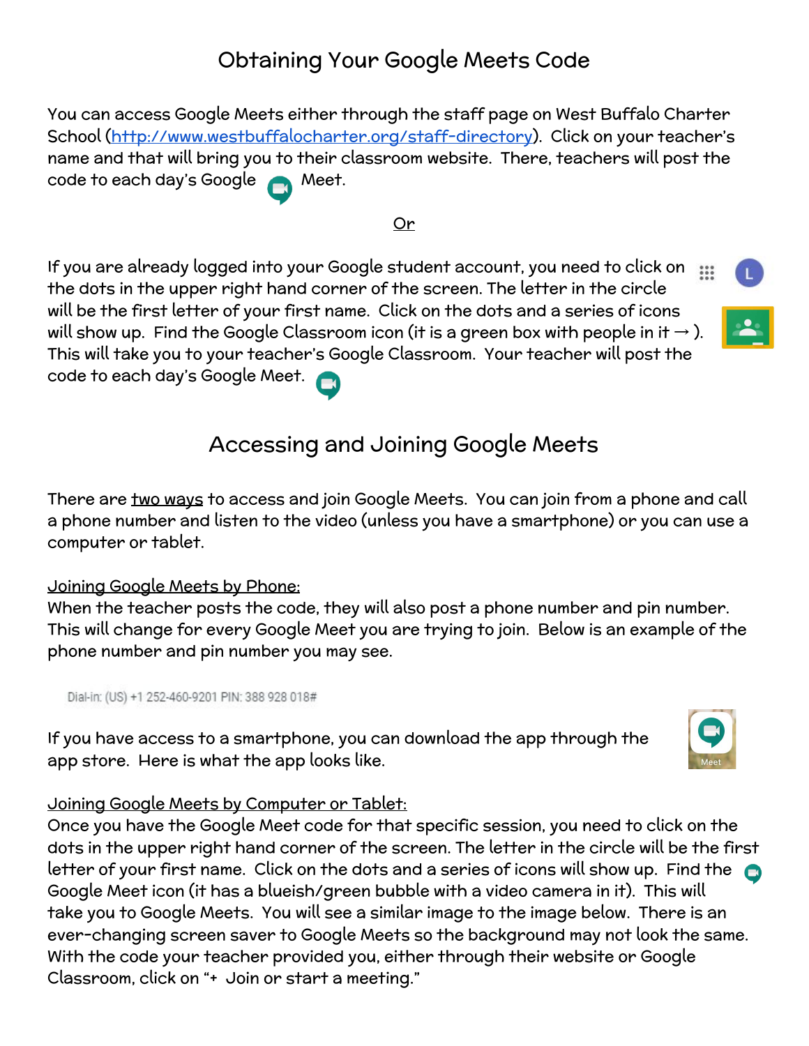# Obtaining Your Google Meets Code

You can access Google Meets either through the staff page on West Buffalo Charter School ([http://www.westbuffalocharter.org/staff-directory](http://www.westbuffalocharter.org/staff-directory)). Click on your teacher's name and that will bring you to their classroom website. There, teachers will post the code to each day's Google Meet.

Or

If you are already logged into your Google student account, you need to click on the dots in the upper right hand corner of the screen. The letter in the circle will be the first letter of your first name. Click on the dots and a series of icons will show up. Find the Google Classroom icon (it is a green box with people in it → ). This will take you to your teacher's Google Classroom. Your teacher will post the code to each day's Google Meet.

# Accessing and Joining Google Meets

There are two ways to access and join Google Meets. You can join from a phone and call a phone number and listen to the video (unless you have a smartphone) or you can use a computer or tablet.

Joining Google Meets by Phone:

When the teacher posts the code, they will also post a phone number and pin number. This will change for every Google Meet you are trying to join. Below is an example of the phone number and pin number you may see.

Dial-in: (US) +1 252-460-9201 PIN: 388 928 018#

If you have access to a smartphone, you can download the app through the app store. Here is what the app looks like.

Joining Google Meets by Computer or Tablet:

Once you have the Google Meet code for that specific session, you need to click on the dots in the upper right hand corner of the screen. The letter in the circle will be the first letter of your first name. Click on the dots and a series of icons will show up. Find the Google Meet icon (it has a blueish/green bubble with a video camera in it). This will take you to Google Meets. You will see a similar image to the image below. There is an ever-changing screen saver to Google Meets so the background may not look the same. With the code your teacher provided you, either through their website or Google Classroom, click on "+ Join or start a meeting."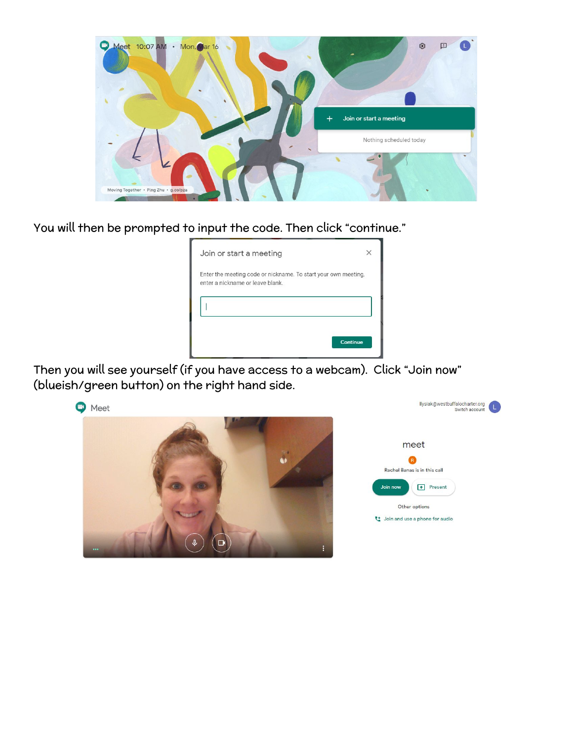You will then be prompted to input the code. Then click "continue."

Then you will see yourself (if you have access to a webcam). Click "Join now" (blueish/green button) on the right hand side.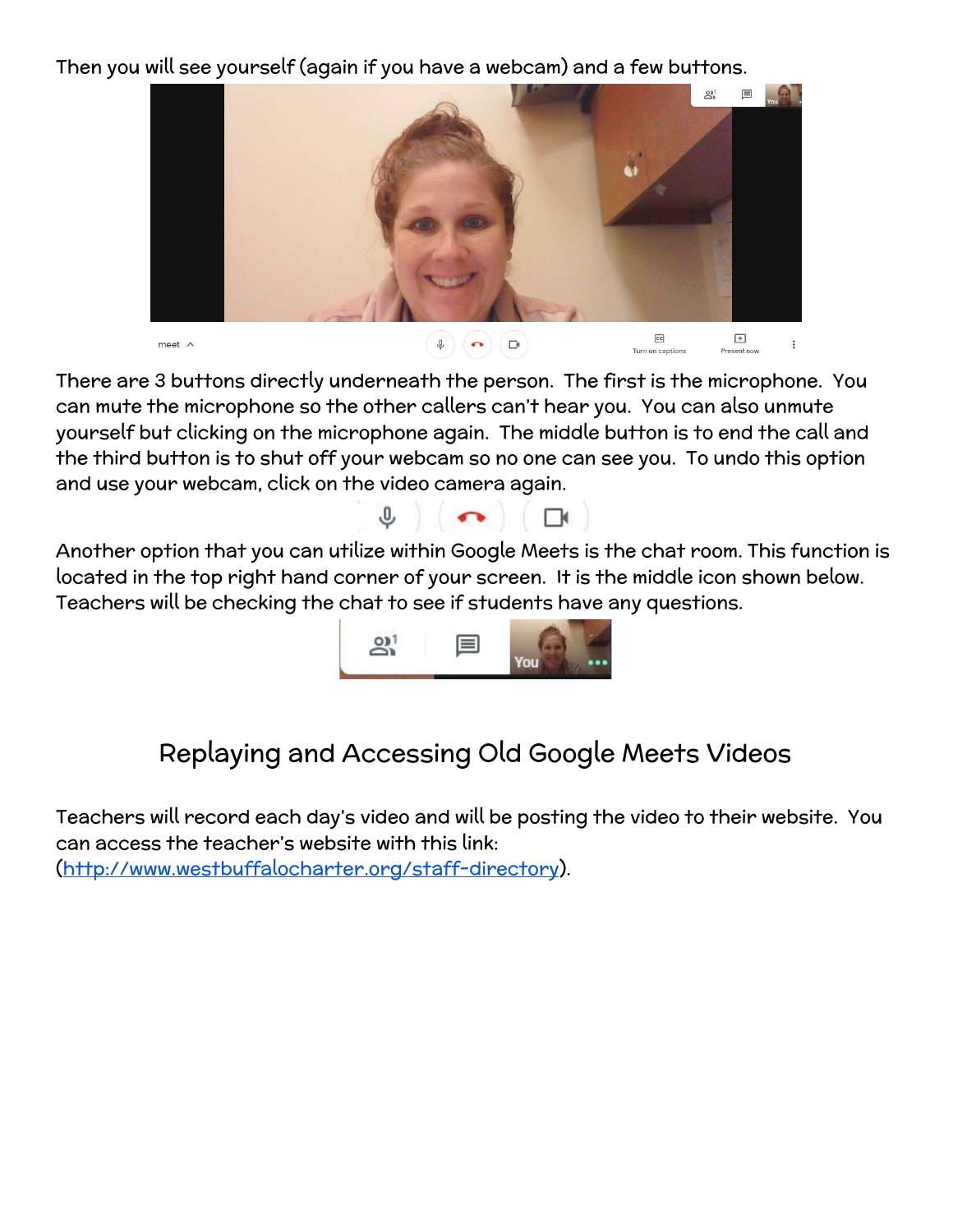Then you will see yourself (again if you have a webcam) and a few buttons.

There are 3 buttons directly underneath the person. The first is the microphone. You can mute the microphone so the other callers can't hear you. You can also unmute yourself but clicking on the microphone again. The middle button is to end the call and the third button is to shut off your webcam so no one can see you. To undo this option and use your webcam, click on the video camera again.

Another option that you can utilize within Google Meets is the chat room. This function is located in the top right hand corner of your screen. It is the middle icon shown below. Teachers will be checking the chat to see if students have any questions.

## Replaying and Accessing Old Google Meets Videos

Teachers will record each day's video and will be posting the video to their website. You can access the teacher's website with this link: (http://www.westbuffalocharter.org/staff-directory).